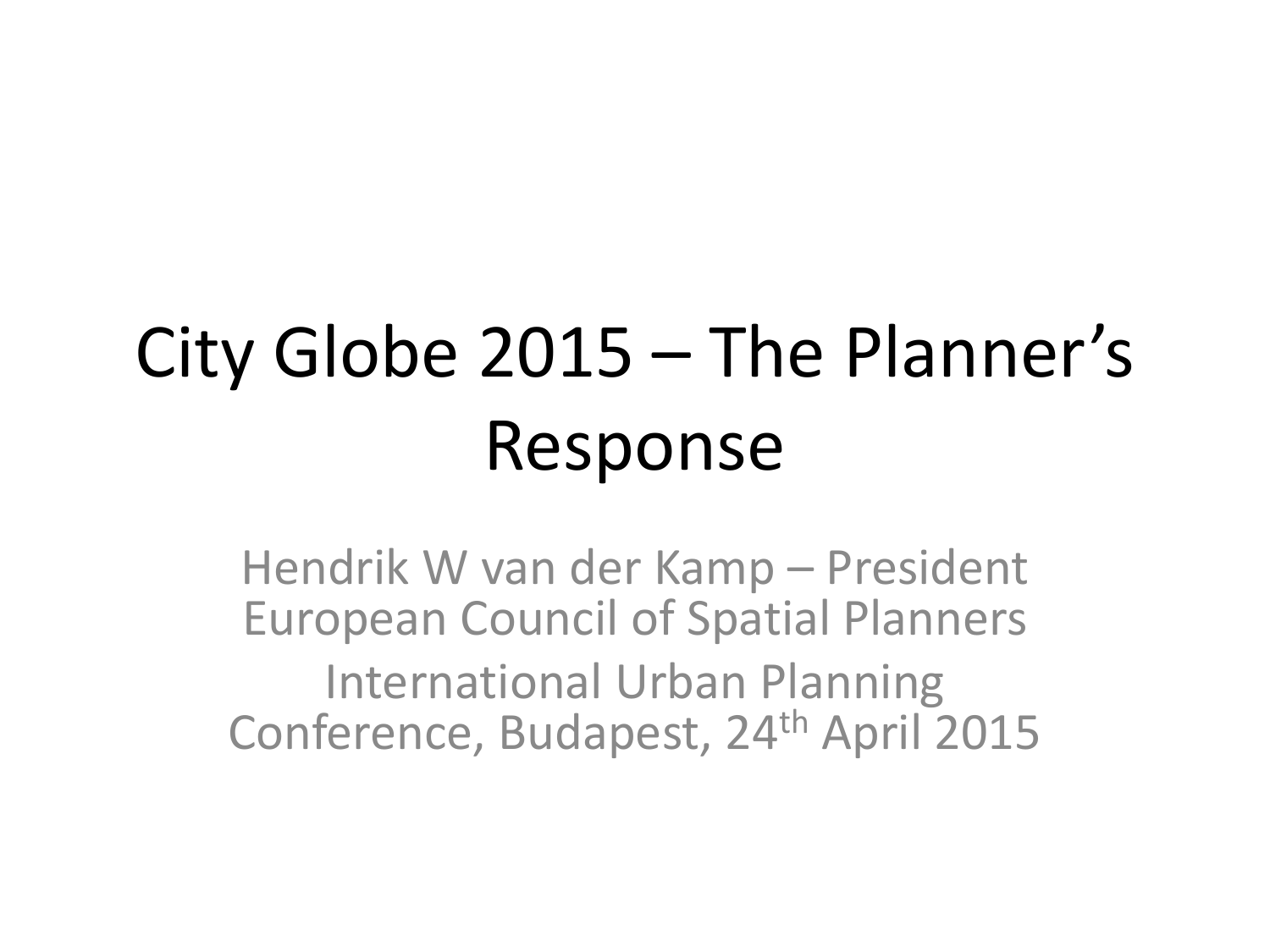# City Globe 2015 – The Planner's Response

Hendrik W van der Kamp – President European Council of Spatial Planners

International Urban Planning Conference, Budapest, 24th April 2015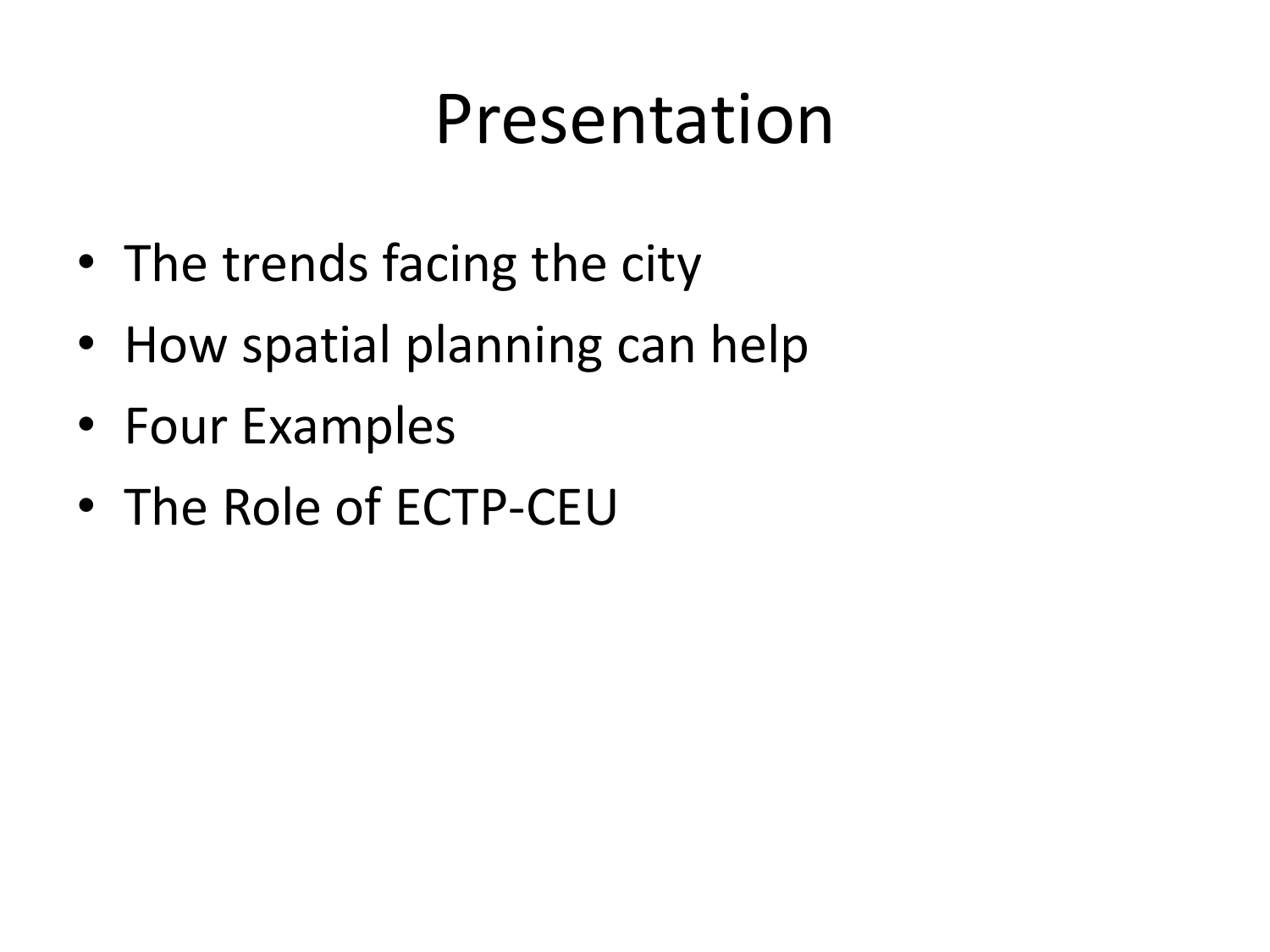# Presentation

- The trends facing the city
- How spatial planning can help
- Four Examples
- The Role of ECTP-CEU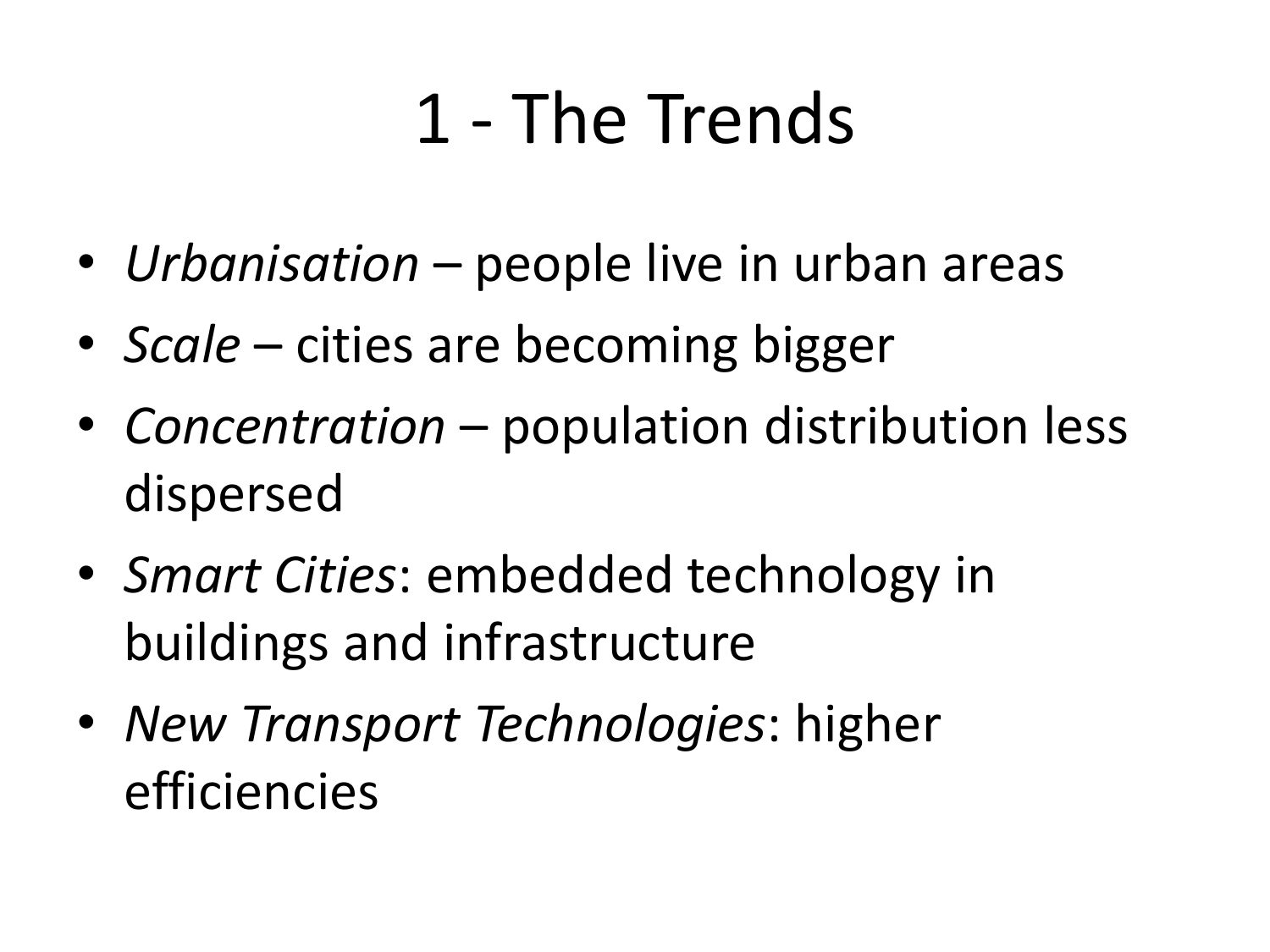# 1 - The Trends

- *Urbanisation* – people live in urban areas
- *Scale* – cities are becoming bigger
- *Concentration* – population distribution less dispersed
- *Smart Cities*: embedded technology in buildings and infrastructure
- *New Transport Technologies*: higher efficiencies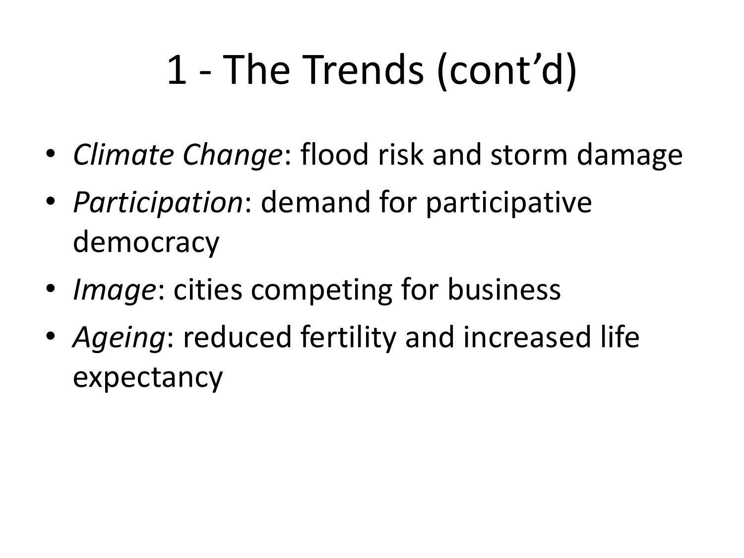# 1 - The Trends (cont'd)

- *Climate Change*: flood risk and storm damage
- *Participation*: demand for participative democracy
- *Image*: cities competing for business
- *Ageing*: reduced fertility and increased life expectancy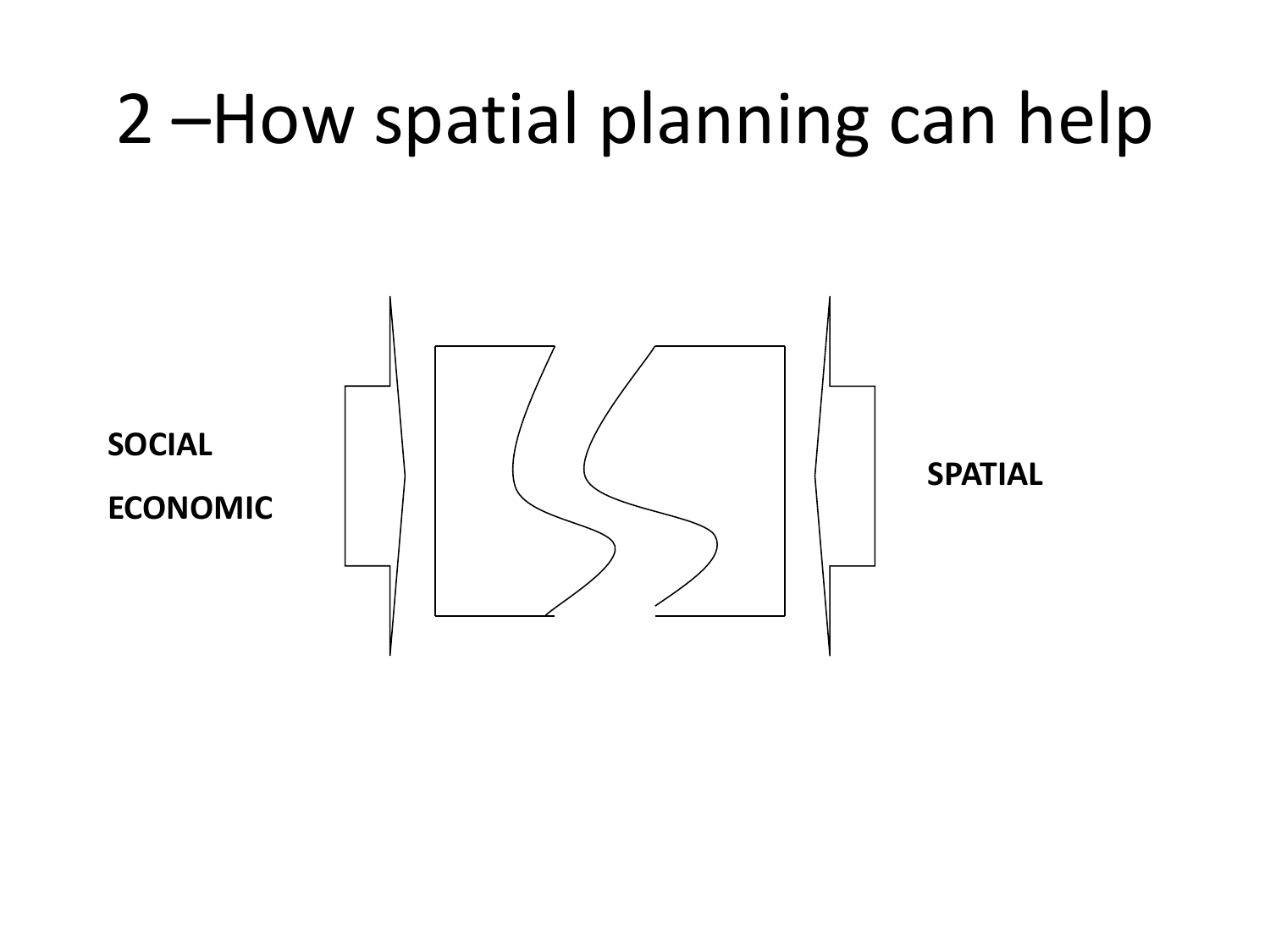# 2 –How spatial planning can help

**SOCIAL**

**ECONOMIC**

**SPATIAL**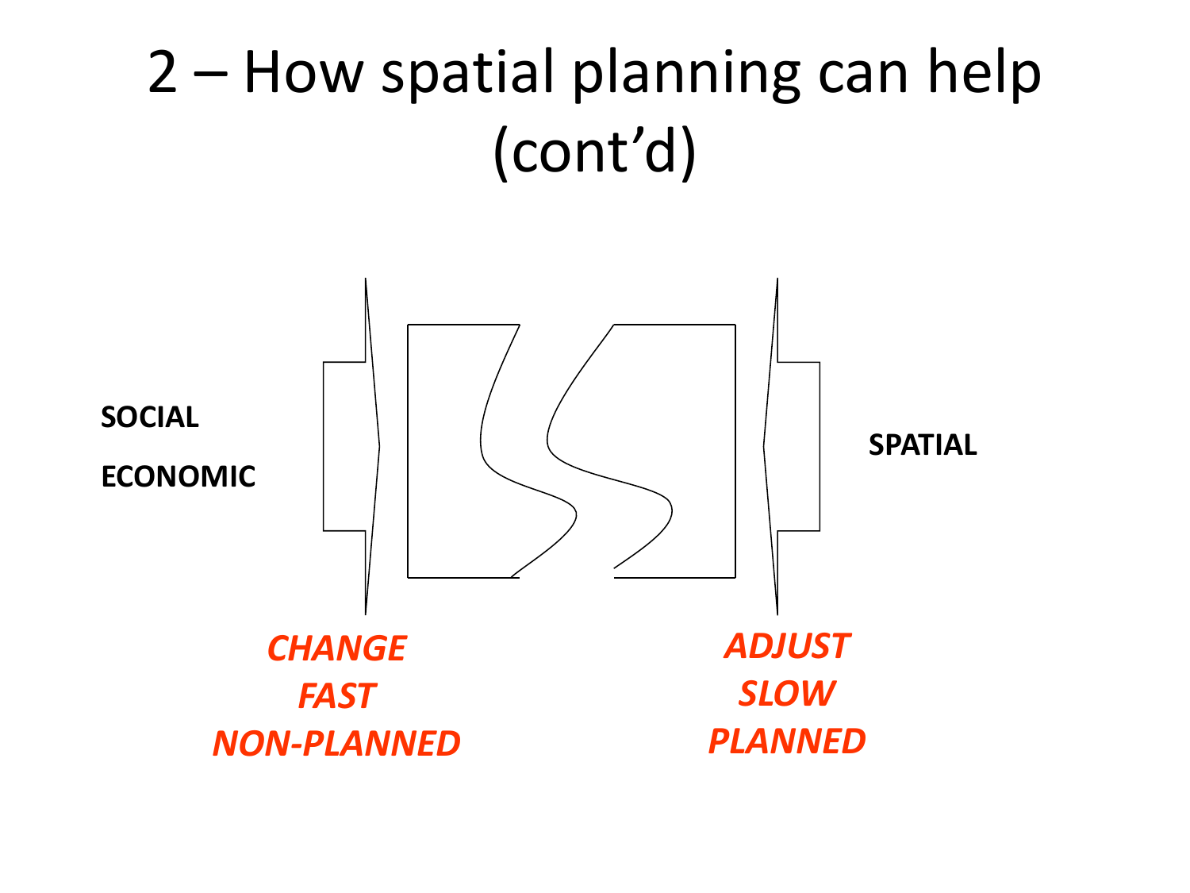# 2 – How spatial planning can help (cont'd)

**SOCIAL**

**ECONOMIC**

**SPATIAL**

***CHANGE***
***FAST***
***NON-PLANNED***

***ADJUST***
***SLOW***
***PLANNED***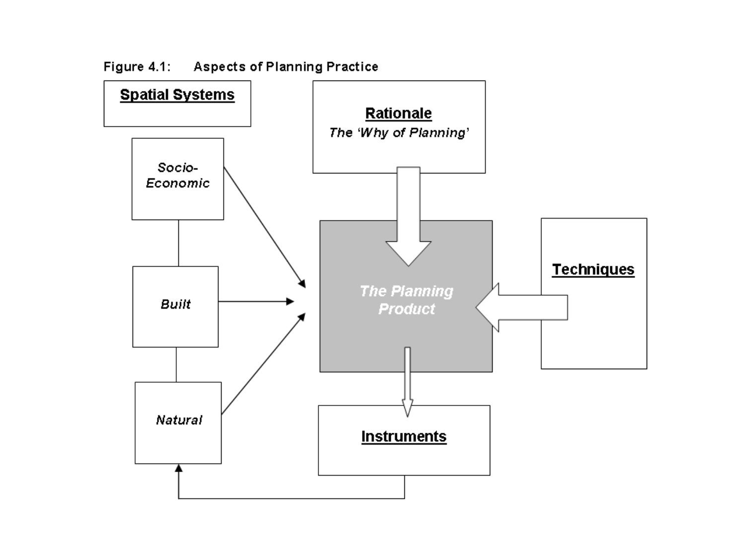Figure 4.1: Aspects of Planning Practice

**Spatial Systems**

*Socio-Economic*

*Built*

*Natural*

**Rationale**

*The 'Why of Planning'*

*The Planning Product*

**Techniques**

**Instruments**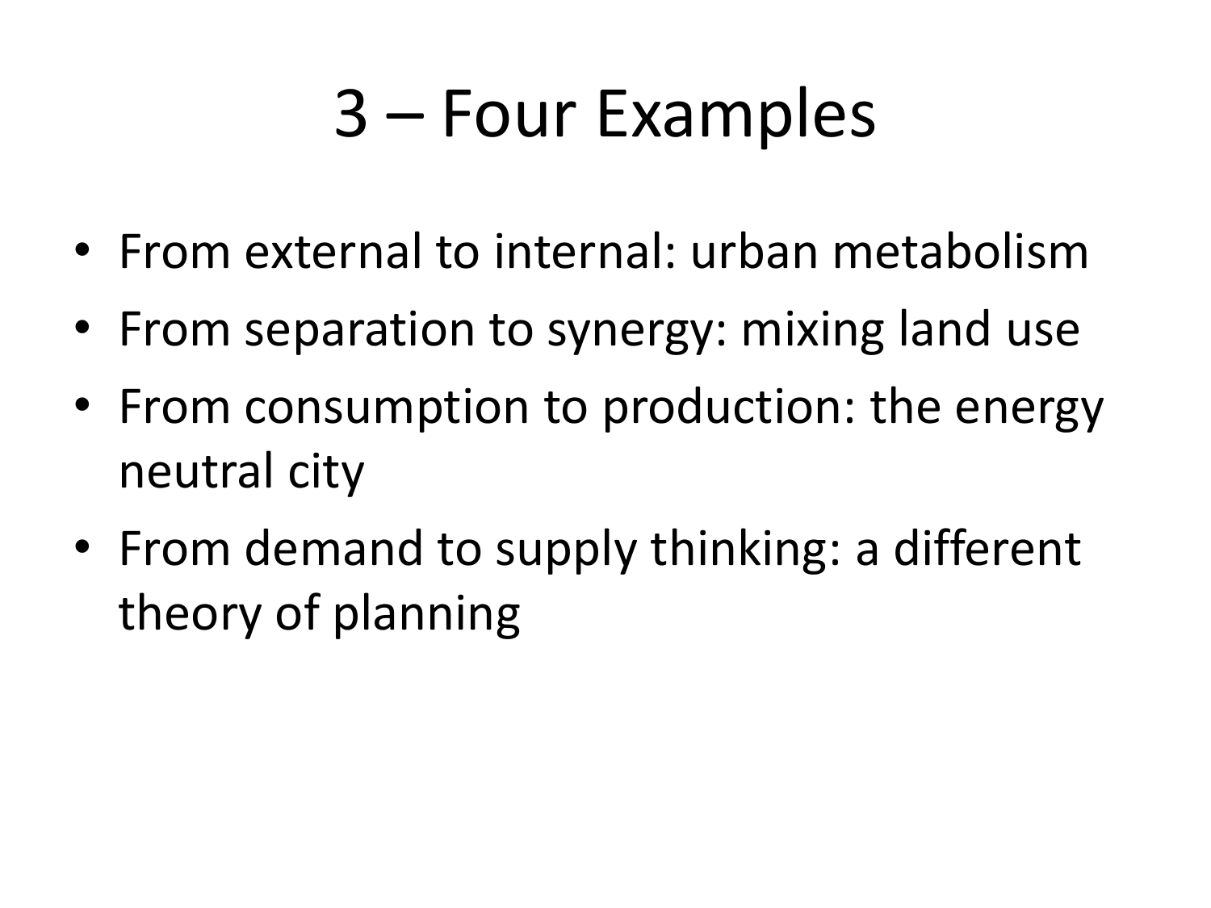# 3 – Four Examples

- From external to internal: urban metabolism
- From separation to synergy: mixing land use
- From consumption to production: the energy neutral city
- From demand to supply thinking: a different theory of planning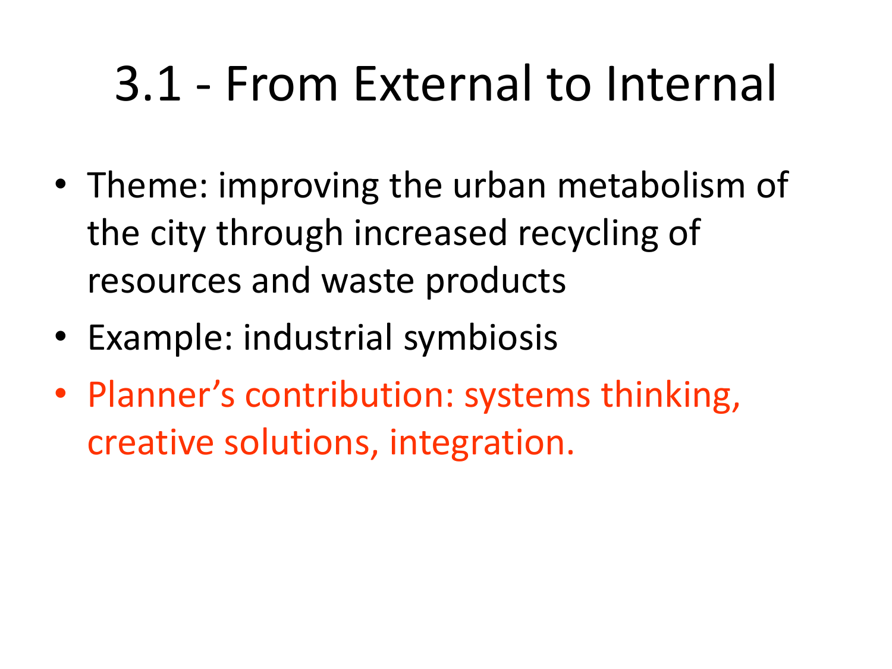# 3.1 - From External to Internal

- Theme: improving the urban metabolism of the city through increased recycling of resources and waste products
- Example: industrial symbiosis
- Planner's contribution: systems thinking, creative solutions, integration.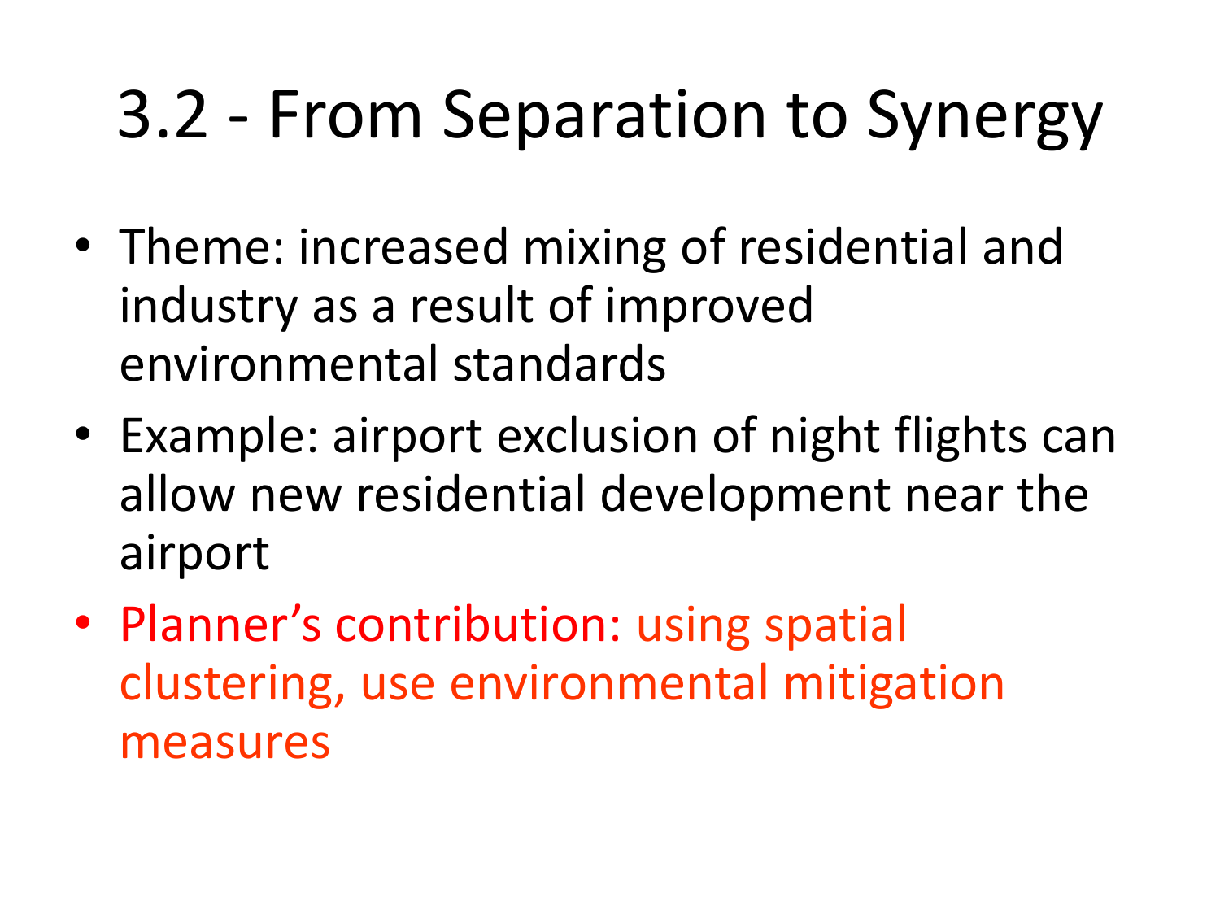# 3.2 - From Separation to Synergy

- Theme: increased mixing of residential and industry as a result of improved environmental standards
- Example: airport exclusion of night flights can allow new residential development near the airport
- Planner's contribution: using spatial clustering, use environmental mitigation measures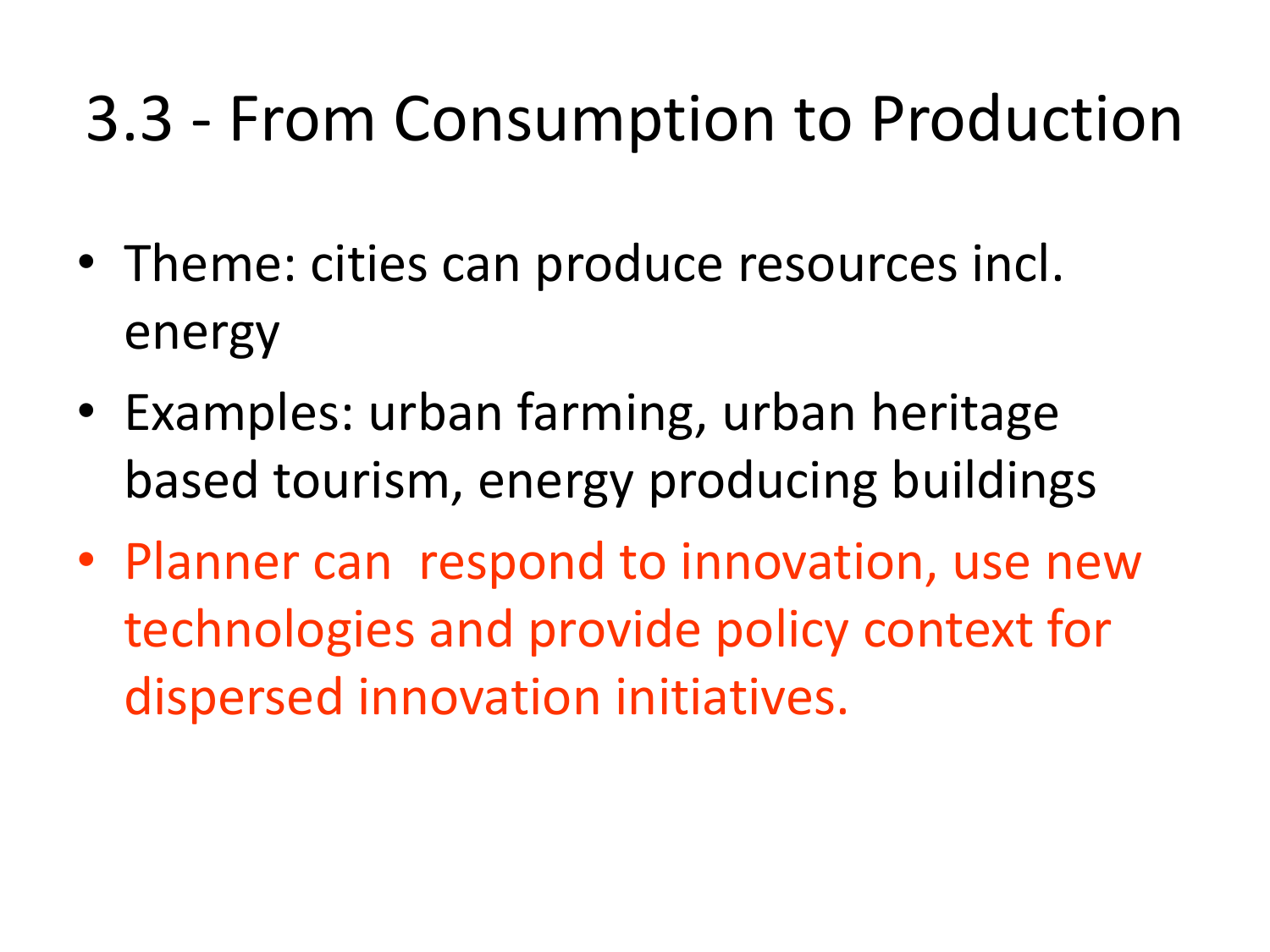# 3.3 - From Consumption to Production

- Theme: cities can produce resources incl. energy
- Examples: urban farming, urban heritage based tourism, energy producing buildings
- Planner can respond to innovation, use new technologies and provide policy context for dispersed innovation initiatives.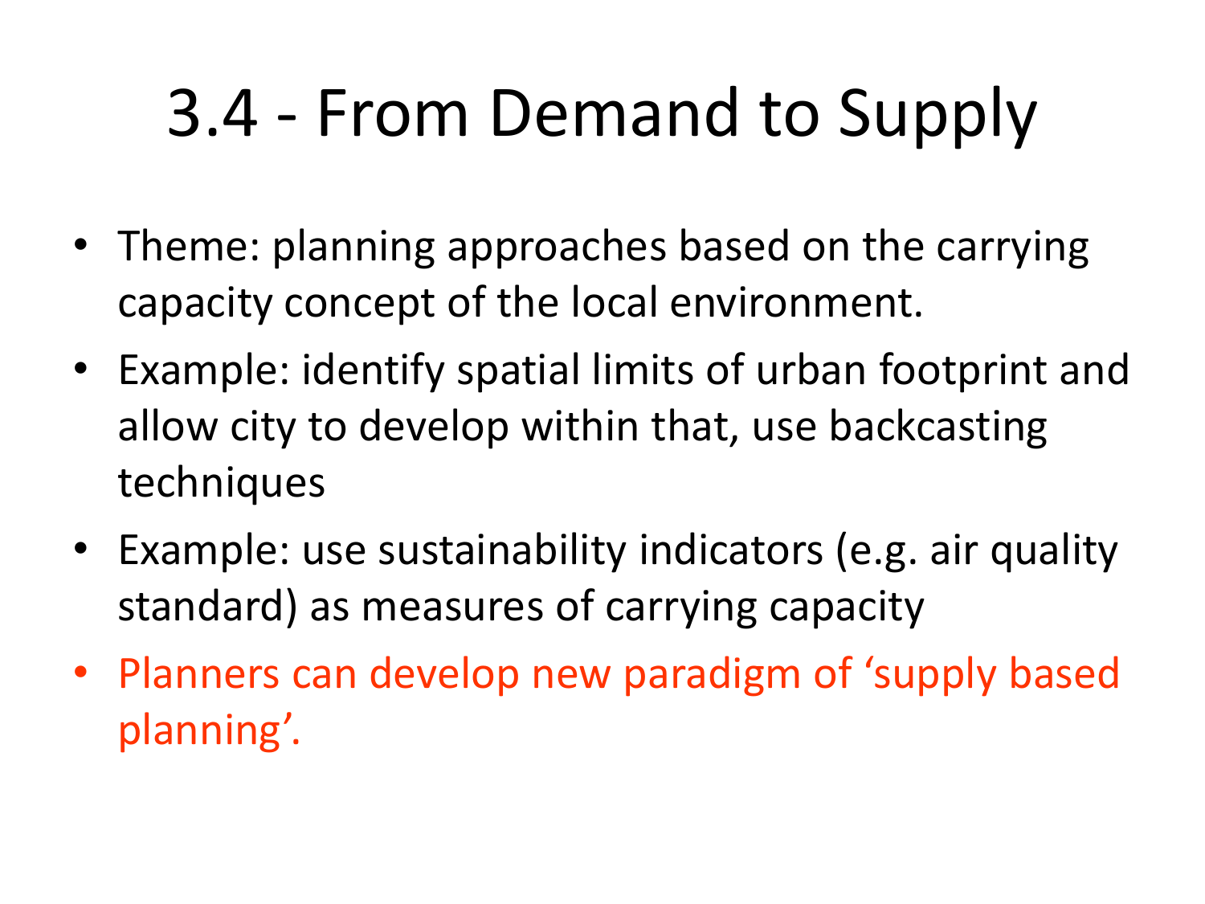# 3.4 - From Demand to Supply

- Theme: planning approaches based on the carrying capacity concept of the local environment.
- Example: identify spatial limits of urban footprint and allow city to develop within that, use backcasting techniques
- Example: use sustainability indicators (e.g. air quality standard) as measures of carrying capacity
- Planners can develop new paradigm of 'supply based planning'.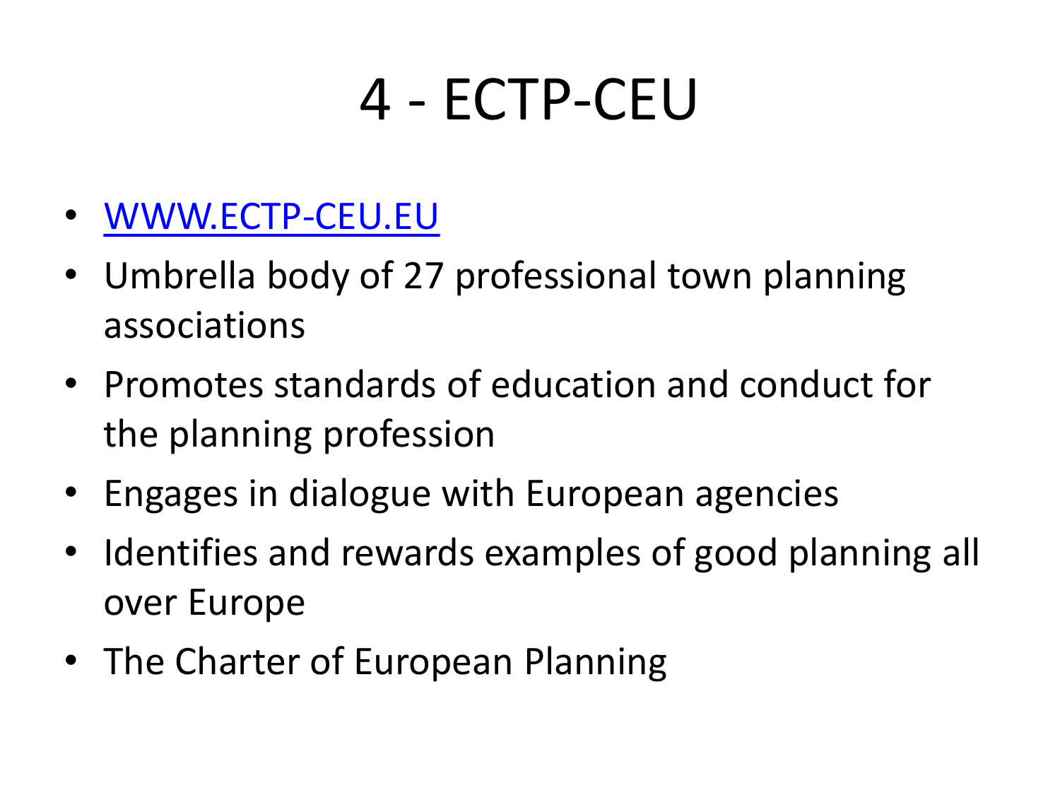# 4 - ECTP-CEU

- [WWW.ECTP-CEU.EU](http://WWW.ECTP-CEU.EU)
- Umbrella body of 27 professional town planning associations
- Promotes standards of education and conduct for the planning profession
- Engages in dialogue with European agencies
- Identifies and rewards examples of good planning all over Europe
- The Charter of European Planning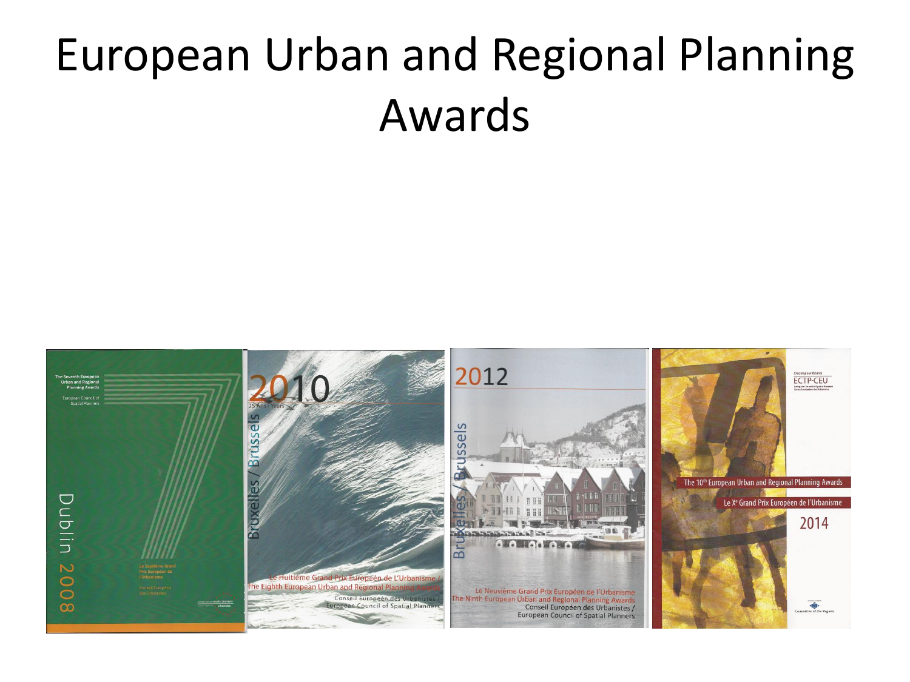# European Urban and Regional Planning Awards

The Seventh European Urban and Regional Planning Awards

European Council of Spatial Planners

Dublin 2008

Le Septième Grand Prix Européen de l'Urbanisme

Conseil Européen des Urbanistes

2010

25 Ans / Years

Bruxelles / Brussels

Le Huitième Grand Prix Européen de L'Urbanisme / The Eighth European Urban and Regional Planning Awards

Conseil Européen des Urbanistes / European Council of Spatial Planners

2012

Bruxelles / Brussels

Le Neuvième Grand Prix Européen de l'Urbanisme

The Ninth European Urban and Regional Planning Awards

Conseil Européen des Urbanistes / European Council of Spatial Planners

ECTP-CEU

The 10th European Urban and Regional Planning Awards

Le Xe Grand Prix Européen de l'Urbanisme

2014

Committee of the Regions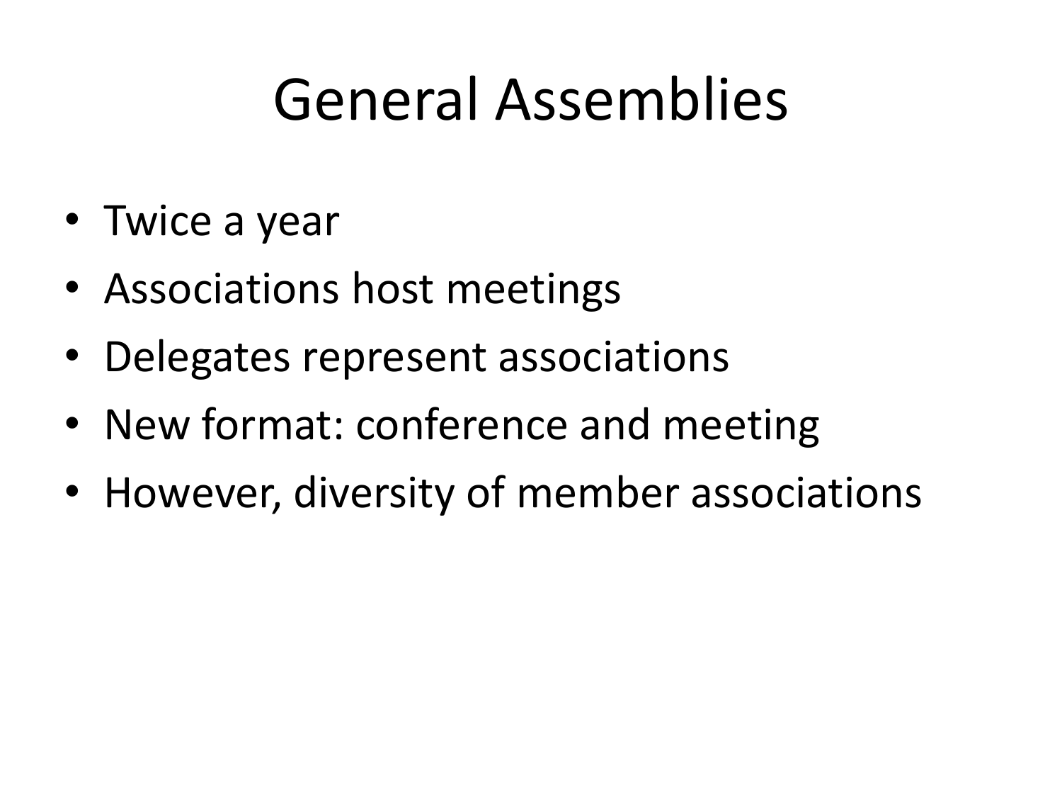# General Assemblies

- Twice a year
- Associations host meetings
- Delegates represent associations
- New format: conference and meeting
- However, diversity of member associations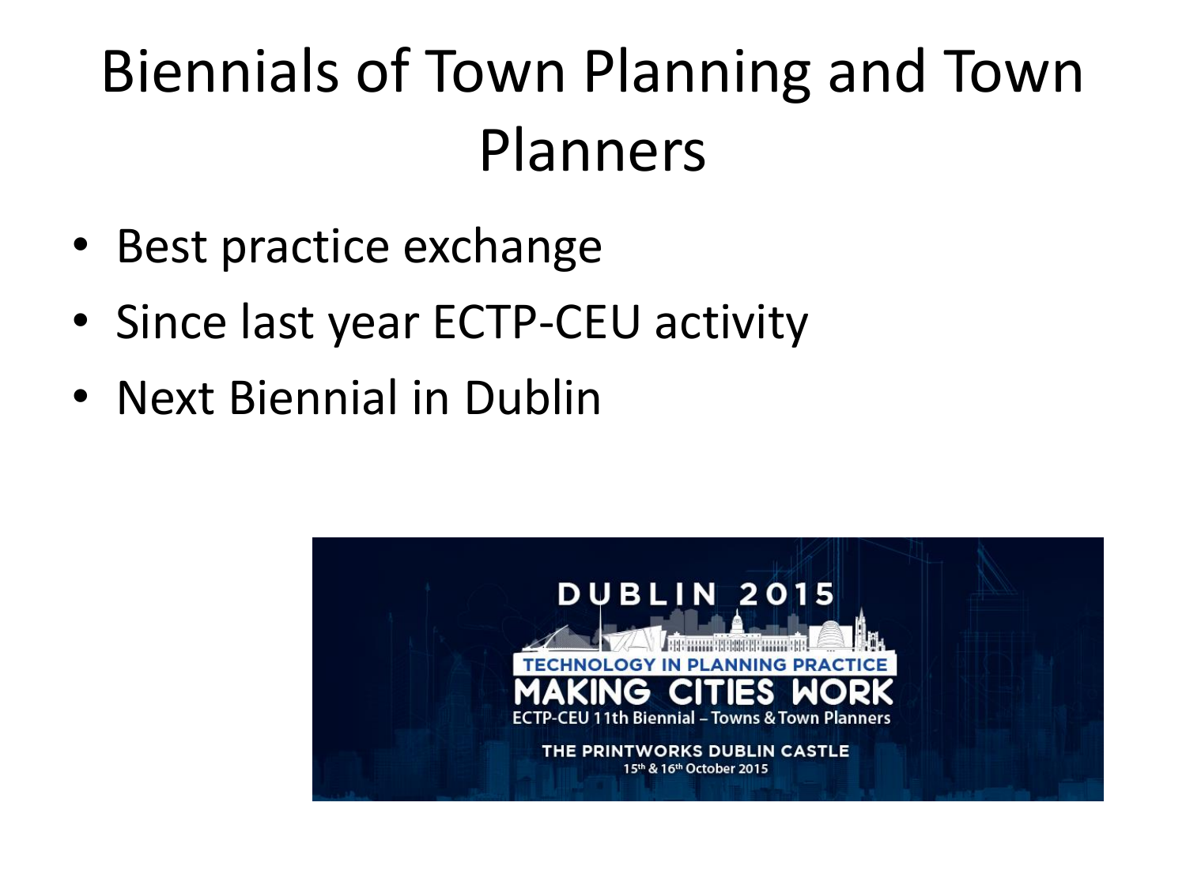# Biennials of Town Planning and Town Planners

- Best practice exchange
- Since last year ECTP-CEU activity
- Next Biennial in Dublin

DUBLIN 2015

TECHNOLOGY IN PLANNING PRACTICE

MAKING CITIES WORK

ECTP-CEU 11th Biennial – Towns & Town Planners

THE PRINTWORKS DUBLIN CASTLE

15th & 16th October 2015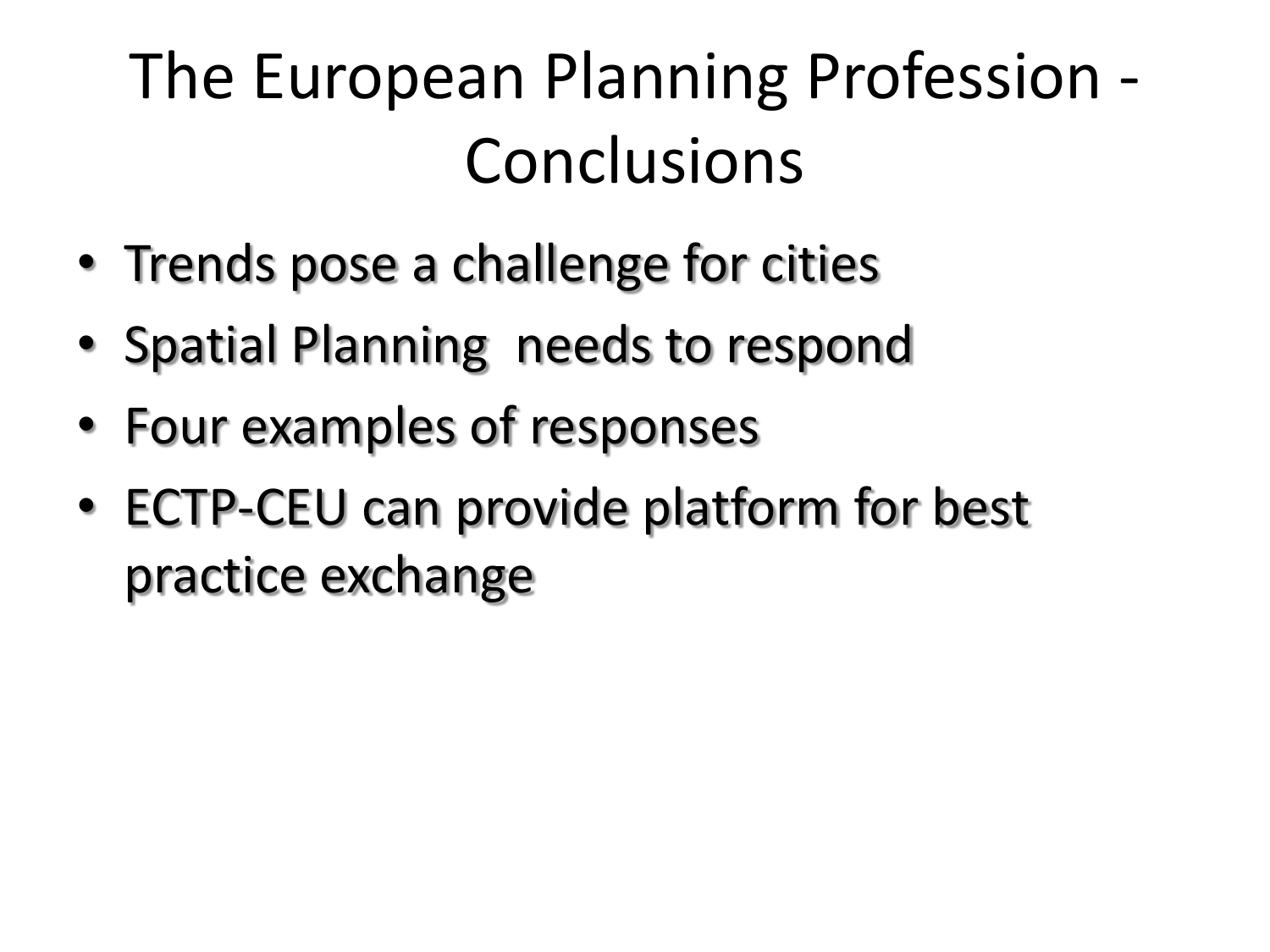# The European Planning Profession - Conclusions

- Trends pose a challenge for cities
- Spatial Planning needs to respond
- Four examples of responses
- ECTP-CEU can provide platform for best practice exchange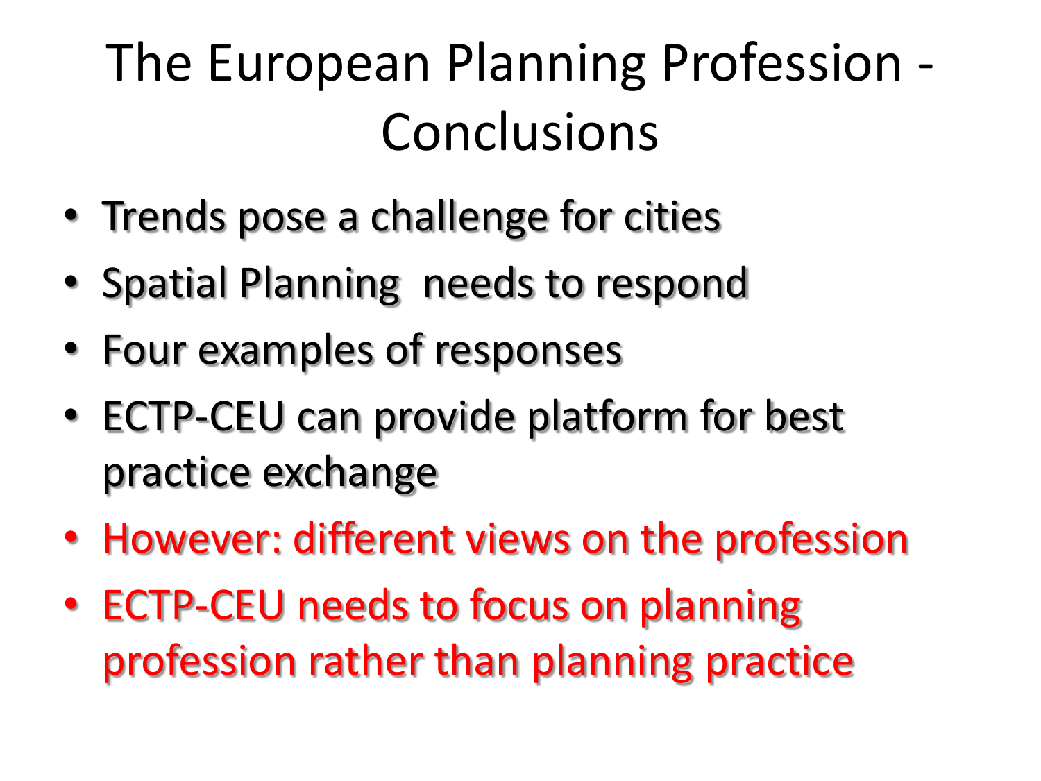# The European Planning Profession - Conclusions

- Trends pose a challenge for cities
- Spatial Planning needs to respond
- Four examples of responses
- ECTP-CEU can provide platform for best practice exchange
- However: different views on the profession
- ECTP-CEU needs to focus on planning profession rather than planning practice